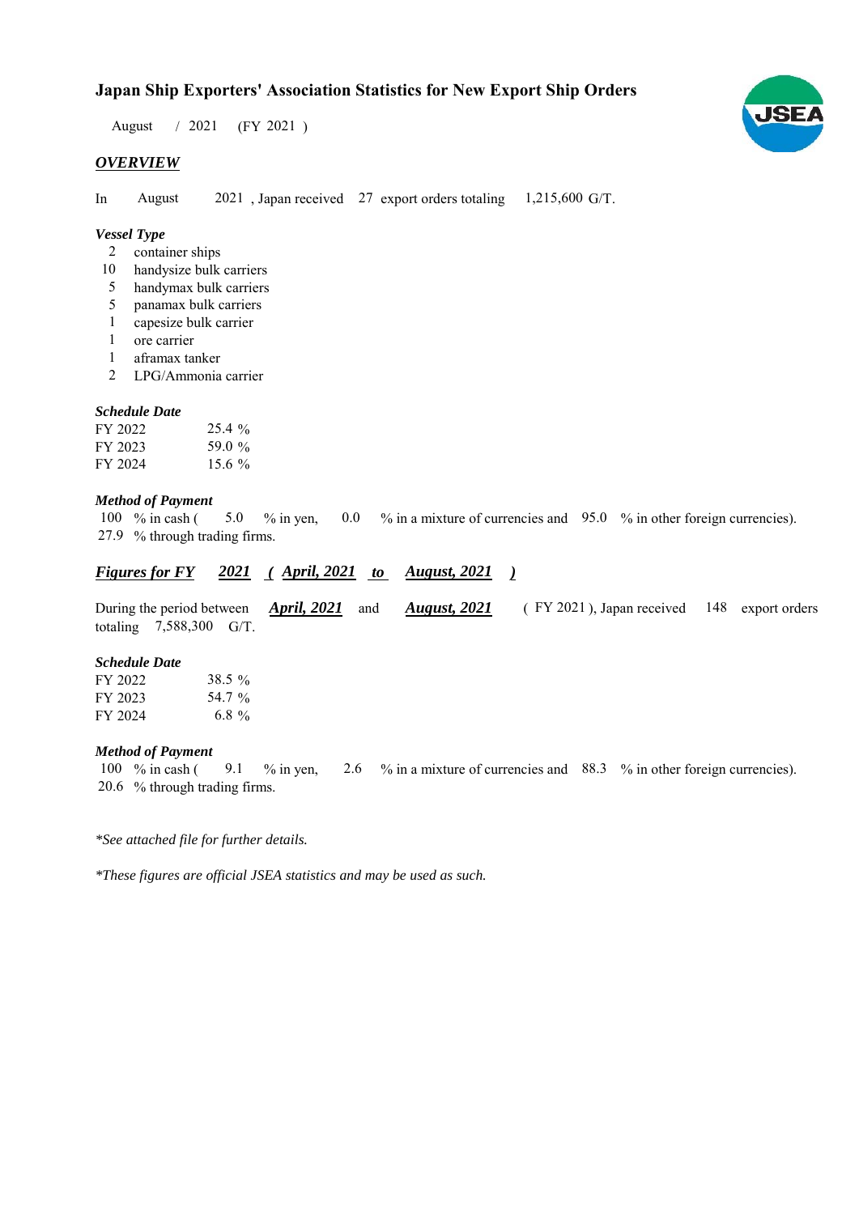# Japan Ship Exporters' Association Statistics for New Export Ship Orders

August / 2021 (FY 2021 )

## *OVERVIEW*

In August 2021 , Japan received 27 export orders totaling 1,215,600 G/T.

### *Vessel Type*

- 2 container ships
- 10 handysize bulk carriers
- 5 handymax bulk carriers
- 5 panamax bulk carriers
- 1 capesize bulk carrier
- 1 ore carrier
- 1 aframax tanker
- 2 LPG/Ammonia carrier

### *Schedule Date*

| | |
|---|---|
| FY 2022 | 25.4 % |
| FY 2023 | 59.0 % |
| FY 2024 | 15.6 % |

### *Method of Payment*

100 % in cash ( 5.0 % in yen, 0.0 % in a mixture of currencies and 95.0 % in other foreign currencies).
27.9 % through trading firms.

## ***Figures for FY 2021 ( April, 2021 to August, 2021 )***

During the period between ***April, 2021*** and ***August, 2021*** ( FY 2021 ), Japan received 148 export orders totaling 7,588,300 G/T.

### *Schedule Date*

| | |
|---|---|
| FY 2022 | 38.5 % |
| FY 2023 | 54.7 % |
| FY 2024 | 6.8 % |

### *Method of Payment*

100 % in cash ( 9.1 % in yen, 2.6 % in a mixture of currencies and 88.3 % in other foreign currencies).
20.6 % through trading firms.

*\*See attached file for further details.*

*\*These figures are official JSEA statistics and may be used as such.*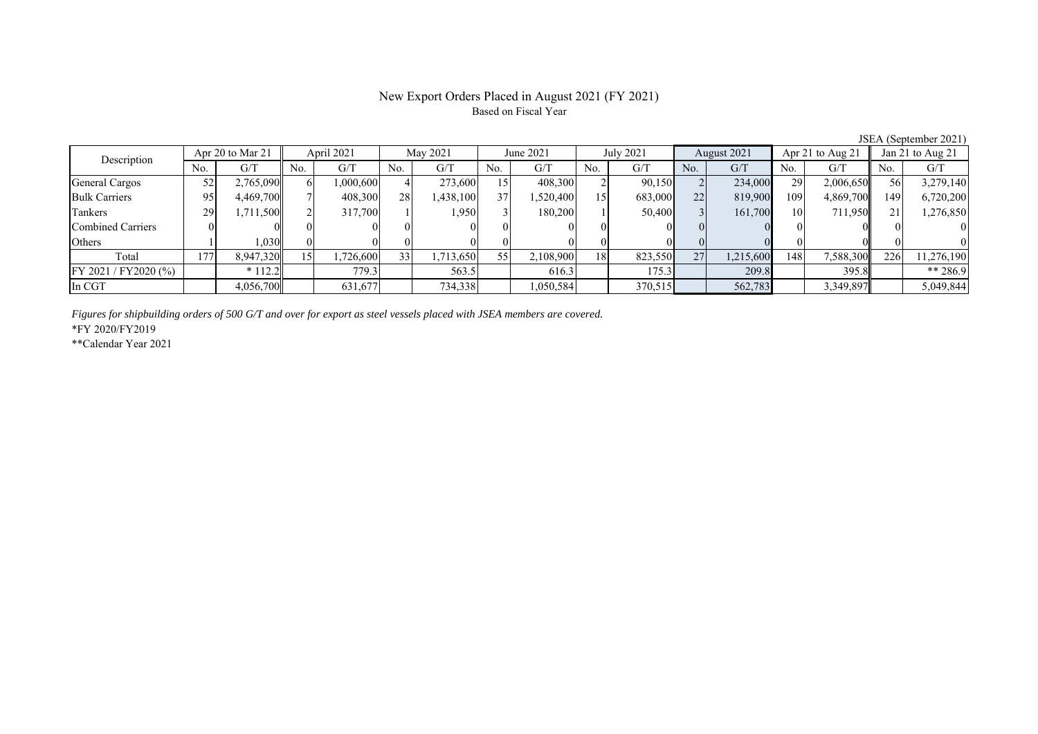# New Export Orders Placed in August 2021 (FY 2021)

Based on Fiscal Year

JSEA (September 2021)

| Description | Apr 20 to Mar 21 | | April 2021 | | May 2021 | | June 2021 | | July 2021 | | August 2021 | | Apr 21 to Aug 21 | | Jan 21 to Aug 21 | |
|---|---|---|---|---|---|---|---|---|---|---|---|---|---|---|---|---|
| | No. | G/T | No. | G/T | No. | G/T | No. | G/T | No. | G/T | No. | G/T | No. | G/T | No. | G/T |
| General Cargos | 52 | 2,765,090 | 6 | 1,000,600 | 4 | 273,600 | 15 | 408,300 | 2 | 90,150 | 2 | 234,000 | 29 | 2,006,650 | 56 | 3,279,140 |
| Bulk Carriers | 95 | 4,469,700 | 7 | 408,300 | 28 | 1,438,100 | 37 | 1,520,400 | 15 | 683,000 | 22 | 819,900 | 109 | 4,869,700 | 149 | 6,720,200 |
| Tankers | 29 | 1,711,500 | 2 | 317,700 | 1 | 1,950 | 3 | 180,200 | 1 | 50,400 | 3 | 161,700 | 10 | 711,950 | 21 | 1,276,850 |
| Combined Carriers | 0 | 0 | 0 | 0 | 0 | 0 | 0 | 0 | 0 | 0 | 0 | 0 | 0 | 0 | 0 | 0 |
| Others | 1 | 1,030 | 0 | 0 | 0 | 0 | 0 | 0 | 0 | 0 | 0 | 0 | 0 | 0 | 0 | 0 |
| Total | 177 | 8,947,320 | 15 | 1,726,600 | 33 | 1,713,650 | 55 | 2,108,900 | 18 | 823,550 | 27 | 1,215,600 | 148 | 7,588,300 | 226 | 11,276,190 |
| FY 2021 / FY2020 (%) | | * 112.2 | | 779.3 | | 563.5 | | 616.3 | | 175.3 | | 209.8 | | 395.8 | | ** 286.9 |
| In CGT | | 4,056,700 | | 631,677 | | 734,338 | | 1,050,584 | | 370,515 | | 562,783 | | 3,349,897 | | 5,049,844 |

*Figures for shipbuilding orders of 500 G/T and over for export as steel vessels placed with JSEA members are covered.*

*FY 2020/FY2019

**Calendar Year 2021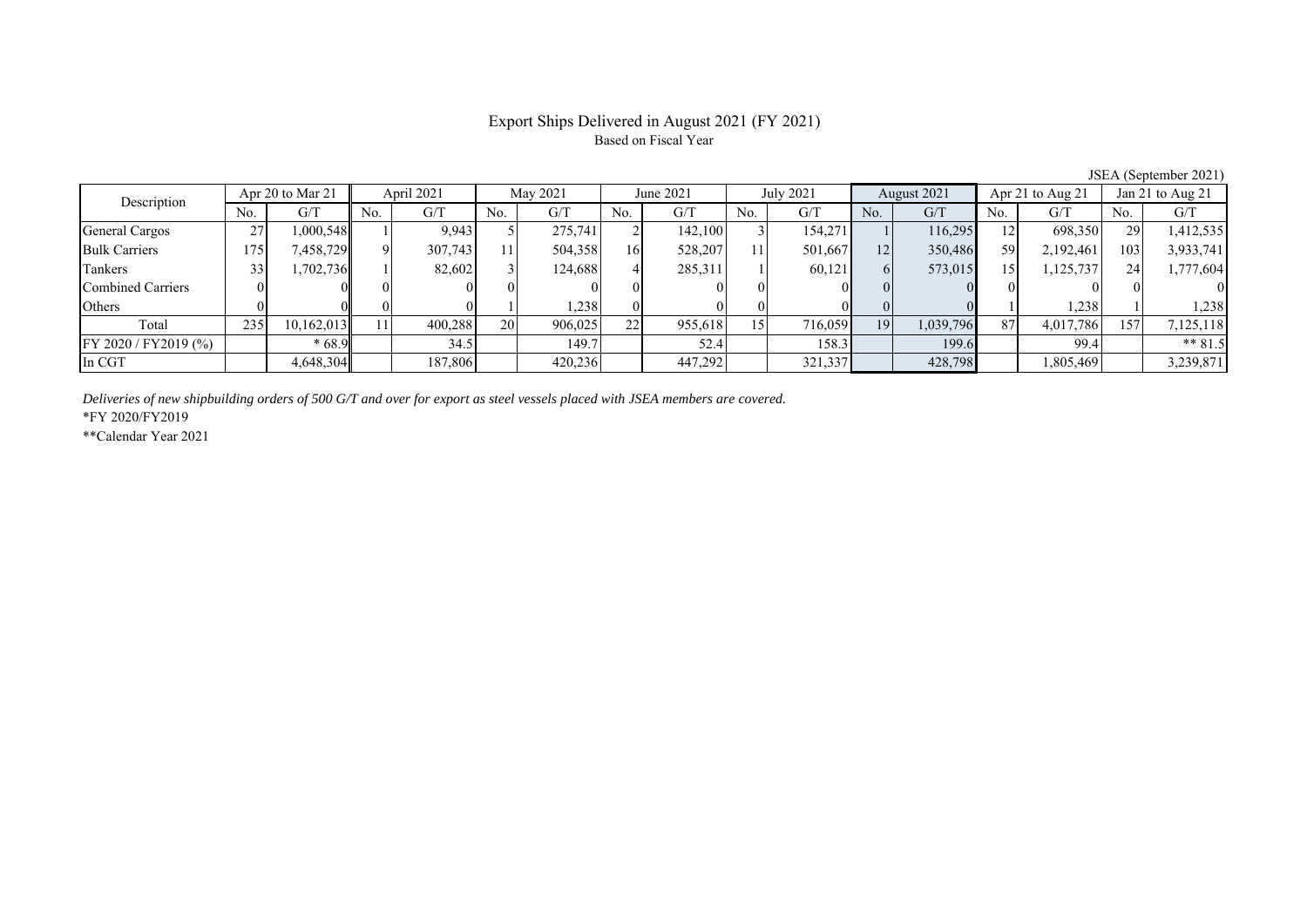# Export Ships Delivered in August 2021 (FY 2021)

Based on Fiscal Year

JSEA (September 2021)

| Description | Apr 20 to Mar 21 | | April 2021 | | May 2021 | | June 2021 | | July 2021 | | August 2021 | | Apr 21 to Aug 21 | | Jan 21 to Aug 21 | |
|---|---|---|---|---|---|---|---|---|---|---|---|---|---|---|---|---|
| | No. | G/T | No. | G/T | No. | G/T | No. | G/T | No. | G/T | No. | G/T | No. | G/T | No. | G/T |
| General Cargos | 27 | 1,000,548 | 1 | 9,943 | 5 | 275,741 | 2 | 142,100 | 3 | 154,271 | 1 | 116,295 | 12 | 698,350 | 29 | 1,412,535 |
| Bulk Carriers | 175 | 7,458,729 | 9 | 307,743 | 11 | 504,358 | 16 | 528,207 | 11 | 501,667 | 12 | 350,486 | 59 | 2,192,461 | 103 | 3,933,741 |
| Tankers | 33 | 1,702,736 | 1 | 82,602 | 3 | 124,688 | 4 | 285,311 | 1 | 60,121 | 6 | 573,015 | 15 | 1,125,737 | 24 | 1,777,604 |
| Combined Carriers | 0 | 0 | 0 | 0 | 0 | 0 | 0 | 0 | 0 | 0 | 0 | 0 | 0 | 0 | 0 | 0 |
| Others | 0 | 0 | 0 | 0 | 1 | 1,238 | 0 | 0 | 0 | 0 | 0 | 0 | 1 | 1,238 | 1 | 1,238 |
| Total | 235 | 10,162,013 | 11 | 400,288 | 20 | 906,025 | 22 | 955,618 | 15 | 716,059 | 19 | 1,039,796 | 87 | 4,017,786 | 157 | 7,125,118 |
| FY 2020 / FY2019 (%) | | * 68.9 | | 34.5 | | 149.7 | | 52.4 | | 158.3 | | 199.6 | | 99.4 | | ** 81.5 |
| In CGT | | 4,648,304 | | 187,806 | | 420,236 | | 447,292 | | 321,337 | | 428,798 | | 1,805,469 | | 3,239,871 |

*Deliveries of new shipbuilding orders of 500 G/T and over for export as steel vessels placed with JSEA members are covered.*

*FY 2020/FY2019

**Calendar Year 2021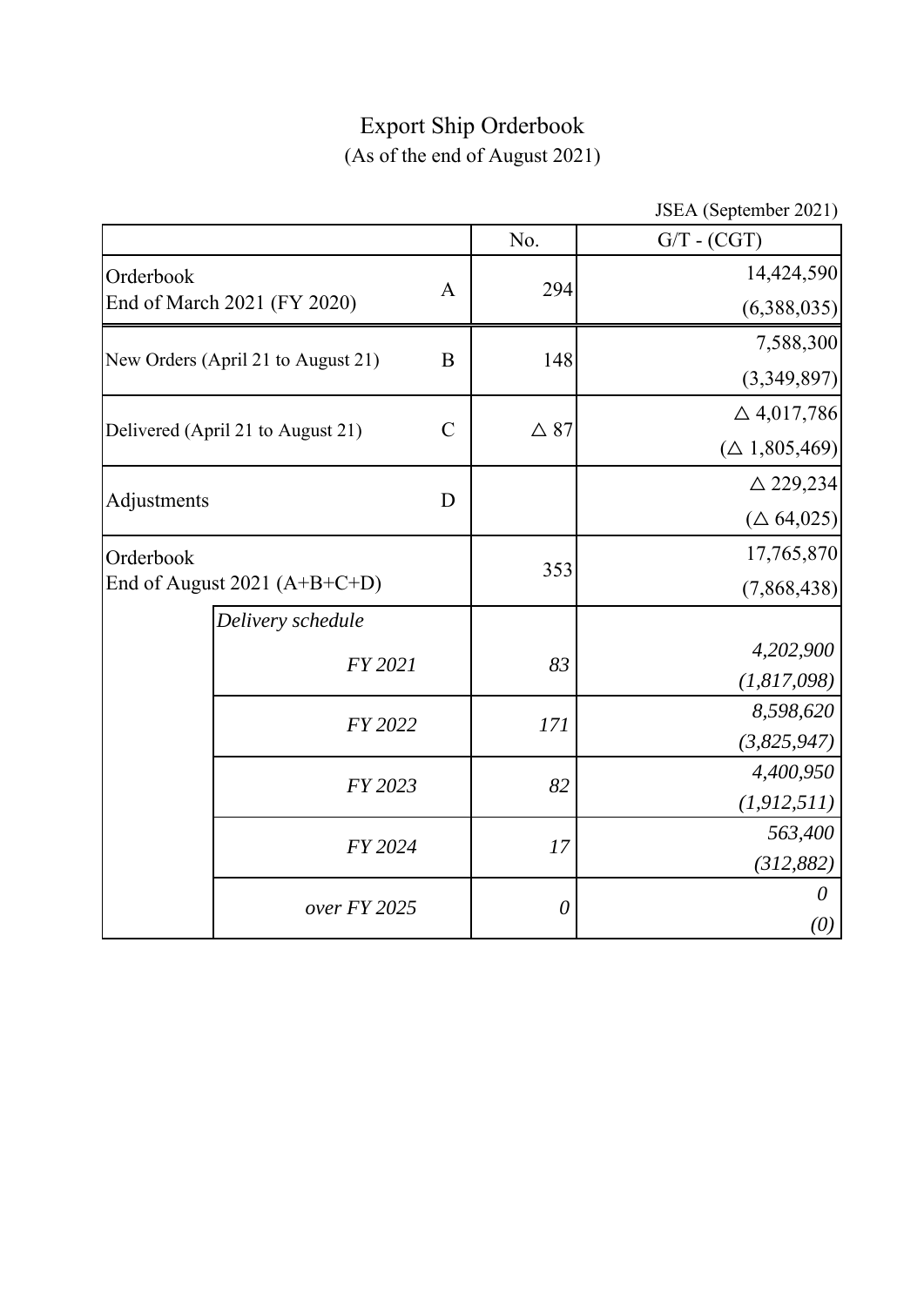# Export Ship Orderbook

(As of the end of August 2021)

JSEA (September 2021)

| | | | No. | G/T - (CGT) |
|---|---|---|---|---|
| Orderbook<br>End of March 2021 (FY 2020) | | A | 294 | 14,424,590<br>(6,388,035) |
| New Orders (April 21 to August 21) | | B | 148 | 7,588,300<br>(3,349,897) |
| Delivered (April 21 to August 21) | | C | △ 87 | △ 4,017,786<br>(△ 1,805,469) |
| Adjustments | | D | | △ 229,234<br>(△ 64,025) |
| Orderbook<br>End of August 2021 (A+B+C+D) | | | 353 | 17,765,870<br>(7,868,438) |
| | *Delivery schedule* | | | |
| | *FY 2021* | | *83* | *4,202,900*<br>*(1,817,098)* |
| | *FY 2022* | | *171* | *8,598,620*<br>*(3,825,947)* |
| | *FY 2023* | | *82* | *4,400,950*<br>*(1,912,511)* |
| | *FY 2024* | | *17* | *563,400*<br>*(312,882)* |
| | *over FY 2025* | | *0* | *0*<br>*(0)* |